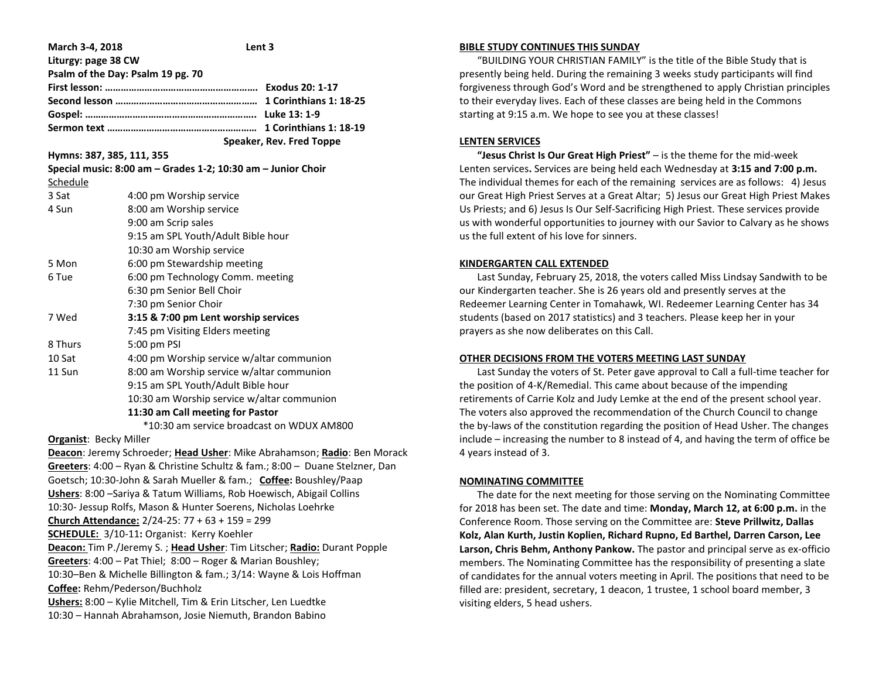**March 3-4, 2018 Lent 3**

**Liturgy: page 38 CW**

**Psalm of the Day: Psalm 19 pg. 70**

**First lesson: ………………………………………………… Exodus 20: 1-17**

**Second lesson ……………………………………………… 1 Corinthians 1: 18-25**

**Gospel: ……………………………………………………… Luke 13: 1-9**

**Sermon text ………………………………………………… 1 Corinthians 1: 18-19**

**Speaker, Rev. Fred Toppe**

**Hymns: 387, 385, 111, 355**

**Special music: 8:00 am – Grades 1-2; 10:30 am – Junior Choir**

Schedule

| | |
|---|---|
| 3 Sat | 4:00 pm Worship service |
| 4 Sun | 8:00 am Worship service |
| | 9:00 am Scrip sales |
| | 9:15 am SPL Youth/Adult Bible hour |
| | 10:30 am Worship service |
| 5 Mon | 6:00 pm Stewardship meeting |
| 6 Tue | 6:00 pm Technology Comm. meeting |
| | 6:30 pm Senior Bell Choir |
| | 7:30 pm Senior Choir |
| 7 Wed | **3:15 & 7:00 pm Lent worship services** |
| | 7:45 pm Visiting Elders meeting |
| 8 Thurs | 5:00 pm PSI |
| 10 Sat | 4:00 pm Worship service w/altar communion |
| 11 Sun | 8:00 am Worship service w/altar communion |
| | 9:15 am SPL Youth/Adult Bible hour |
| | 10:30 am Worship service w/altar communion |
| | **11:30 am Call meeting for Pastor** |
| | *10:30 am service broadcast on WDUX AM800 |

**Organist**: Becky Miller

**Deacon**: Jeremy Schroeder; **Head Usher**: Mike Abrahamson; **Radio**: Ben Morack

**Greeters**: 4:00 – Ryan & Christine Schultz & fam.; 8:00 – Duane Stelzner, Dan Goetsch; 10:30-John & Sarah Mueller & fam.; **Coffee:** Boushley/Paap

**Ushers**: 8:00 –Sariya & Tatum Williams, Rob Hoewisch, Abigail Collins
10:30- Jessup Rolfs, Mason & Hunter Soerens, Nicholas Loehrke

**Church Attendance:** 2/24-25: 77 + 63 + 159 = 299

**SCHEDULE:** 3/10-11**:** Organist: Kerry Koehler

**Deacon:** Tim P./Jeremy S. ; **Head Usher**: Tim Litscher; **Radio:** Durant Popple

**Greeters**: 4:00 – Pat Thiel; 8:00 – Roger & Marian Boushley;
10:30–Ben & Michelle Billington & fam.; 3/14: Wayne & Lois Hoffman

**Coffee:** Rehm/Pederson/Buchholz

**Ushers:** 8:00 – Kylie Mitchell, Tim & Erin Litscher, Len Luedtke
10:30 – Hannah Abrahamson, Josie Niemuth, Brandon Babino

## BIBLE STUDY CONTINUES THIS SUNDAY

"BUILDING YOUR CHRISTIAN FAMILY" is the title of the Bible Study that is presently being held. During the remaining 3 weeks study participants will find forgiveness through God's Word and be strengthened to apply Christian principles to their everyday lives. Each of these classes are being held in the Commons starting at 9:15 a.m. We hope to see you at these classes!

## LENTEN SERVICES

**"Jesus Christ Is Our Great High Priest"** – is the theme for the mid-week Lenten services**.** Services are being held each Wednesday at **3:15 and 7:00 p.m.** The individual themes for each of the remaining services are as follows: 4) Jesus our Great High Priest Serves at a Great Altar; 5) Jesus our Great High Priest Makes Us Priests; and 6) Jesus Is Our Self-Sacrificing High Priest. These services provide us with wonderful opportunities to journey with our Savior to Calvary as he shows us the full extent of his love for sinners.

## KINDERGARTEN CALL EXTENDED

Last Sunday, February 25, 2018, the voters called Miss Lindsay Sandwith to be our Kindergarten teacher. She is 26 years old and presently serves at the Redeemer Learning Center in Tomahawk, WI. Redeemer Learning Center has 34 students (based on 2017 statistics) and 3 teachers. Please keep her in your prayers as she now deliberates on this Call.

## OTHER DECISIONS FROM THE VOTERS MEETING LAST SUNDAY

Last Sunday the voters of St. Peter gave approval to Call a full-time teacher for the position of 4-K/Remedial. This came about because of the impending retirements of Carrie Kolz and Judy Lemke at the end of the present school year. The voters also approved the recommendation of the Church Council to change the by-laws of the constitution regarding the position of Head Usher. The changes include – increasing the number to 8 instead of 4, and having the term of office be 4 years instead of 3.

## NOMINATING COMMITTEE

The date for the next meeting for those serving on the Nominating Committee for 2018 has been set. The date and time: **Monday, March 12, at 6:00 p.m.** in the Conference Room. Those serving on the Committee are: **Steve Prillwitz, Dallas Kolz, Alan Kurth, Justin Koplien, Richard Rupno, Ed Barthel, Darren Carson, Lee Larson, Chris Behm, Anthony Pankow.** The pastor and principal serve as ex-officio members. The Nominating Committee has the responsibility of presenting a slate of candidates for the annual voters meeting in April. The positions that need to be filled are: president, secretary, 1 deacon, 1 trustee, 1 school board member, 3 visiting elders, 5 head ushers.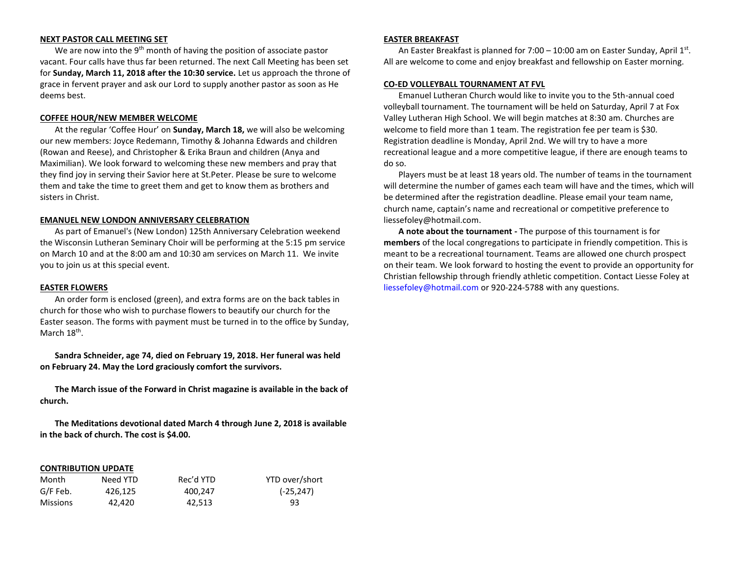## NEXT PASTOR CALL MEETING SET

We are now into the 9th month of having the position of associate pastor vacant. Four calls have thus far been returned. The next Call Meeting has been set for **Sunday, March 11, 2018 after the 10:30 service.** Let us approach the throne of grace in fervent prayer and ask our Lord to supply another pastor as soon as He deems best.

## COFFEE HOUR/NEW MEMBER WELCOME

At the regular 'Coffee Hour' on **Sunday, March 18,** we will also be welcoming our new members: Joyce Redemann, Timothy & Johanna Edwards and children (Rowan and Reese), and Christopher & Erika Braun and children (Anya and Maximilian). We look forward to welcoming these new members and pray that they find joy in serving their Savior here at St.Peter. Please be sure to welcome them and take the time to greet them and get to know them as brothers and sisters in Christ.

## EMANUEL NEW LONDON ANNIVERSARY CELEBRATION

As part of Emanuel's (New London) 125th Anniversary Celebration weekend the Wisconsin Lutheran Seminary Choir will be performing at the 5:15 pm service on March 10 and at the 8:00 am and 10:30 am services on March 11. We invite you to join us at this special event.

## EASTER FLOWERS

An order form is enclosed (green), and extra forms are on the back tables in church for those who wish to purchase flowers to beautify our church for the Easter season. The forms with payment must be turned in to the office by Sunday, March 18th.

**Sandra Schneider, age 74, died on February 19, 2018. Her funeral was held on February 24. May the Lord graciously comfort the survivors.**

**The March issue of the Forward in Christ magazine is available in the back of church.**

**The Meditations devotional dated March 4 through June 2, 2018 is available in the back of church. The cost is $4.00.**

## CONTRIBUTION UPDATE

| Month | Need YTD | Rec'd YTD | YTD over/short |
|---|---|---|---|
| G/F Feb. | 426,125 | 400,247 | (-25,247) |
| Missions | 42,420 | 42,513 | 93 |

## EASTER BREAKFAST

An Easter Breakfast is planned for 7:00 – 10:00 am on Easter Sunday, April 1st. All are welcome to come and enjoy breakfast and fellowship on Easter morning.

## CO-ED VOLLEYBALL TOURNAMENT AT FVL

Emanuel Lutheran Church would like to invite you to the 5th-annual coed volleyball tournament. The tournament will be held on Saturday, April 7 at Fox Valley Lutheran High School. We will begin matches at 8:30 am. Churches are welcome to field more than 1 team. The registration fee per team is $30. Registration deadline is Monday, April 2nd. We will try to have a more recreational league and a more competitive league, if there are enough teams to do so.

Players must be at least 18 years old. The number of teams in the tournament will determine the number of games each team will have and the times, which will be determined after the registration deadline. Please email your team name, church name, captain's name and recreational or competitive preference to liessefoley@hotmail.com.

**A note about the tournament -** The purpose of this tournament is for **members** of the local congregations to participate in friendly competition. This is meant to be a recreational tournament. Teams are allowed one church prospect on their team. We look forward to hosting the event to provide an opportunity for Christian fellowship through friendly athletic competition. Contact Liesse Foley at liessefoley@hotmail.com or 920-224-5788 with any questions.